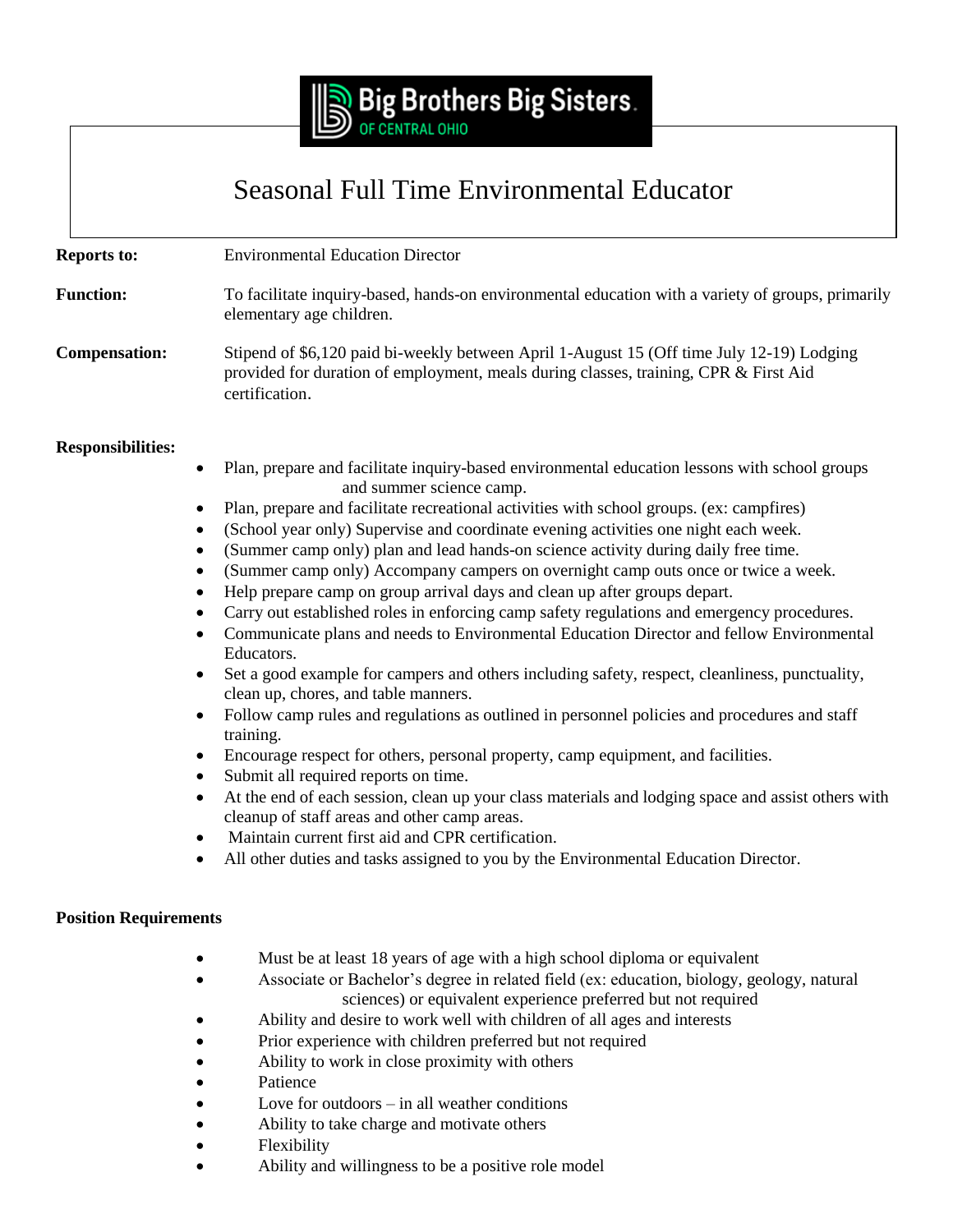Big Brothers Big Sisters.
OF CENTRAL OHIO

# Seasonal Full Time Environmental Educator

**Reports to:** Environmental Education Director

**Function:** To facilitate inquiry-based, hands-on environmental education with a variety of groups, primarily elementary age children.

**Compensation:** Stipend of $6,120 paid bi-weekly between April 1-August 15 (Off time July 12-19) Lodging provided for duration of employment, meals during classes, training, CPR & First Aid certification.

**Responsibilities:**

- Plan, prepare and facilitate inquiry-based environmental education lessons with school groups and summer science camp.
- Plan, prepare and facilitate recreational activities with school groups. (ex: campfires)
- (School year only) Supervise and coordinate evening activities one night each week.
- (Summer camp only) plan and lead hands-on science activity during daily free time.
- (Summer camp only) Accompany campers on overnight camp outs once or twice a week.
- Help prepare camp on group arrival days and clean up after groups depart.
- Carry out established roles in enforcing camp safety regulations and emergency procedures.
- Communicate plans and needs to Environmental Education Director and fellow Environmental Educators.
- Set a good example for campers and others including safety, respect, cleanliness, punctuality, clean up, chores, and table manners.
- Follow camp rules and regulations as outlined in personnel policies and procedures and staff training.
- Encourage respect for others, personal property, camp equipment, and facilities.
- Submit all required reports on time.
- At the end of each session, clean up your class materials and lodging space and assist others with cleanup of staff areas and other camp areas.
- Maintain current first aid and CPR certification.
- All other duties and tasks assigned to you by the Environmental Education Director.

**Position Requirements**

- Must be at least 18 years of age with a high school diploma or equivalent
- Associate or Bachelor's degree in related field (ex: education, biology, geology, natural sciences) or equivalent experience preferred but not required
- Ability and desire to work well with children of all ages and interests
- Prior experience with children preferred but not required
- Ability to work in close proximity with others
- Patience
- Love for outdoors – in all weather conditions
- Ability to take charge and motivate others
- Flexibility
- Ability and willingness to be a positive role model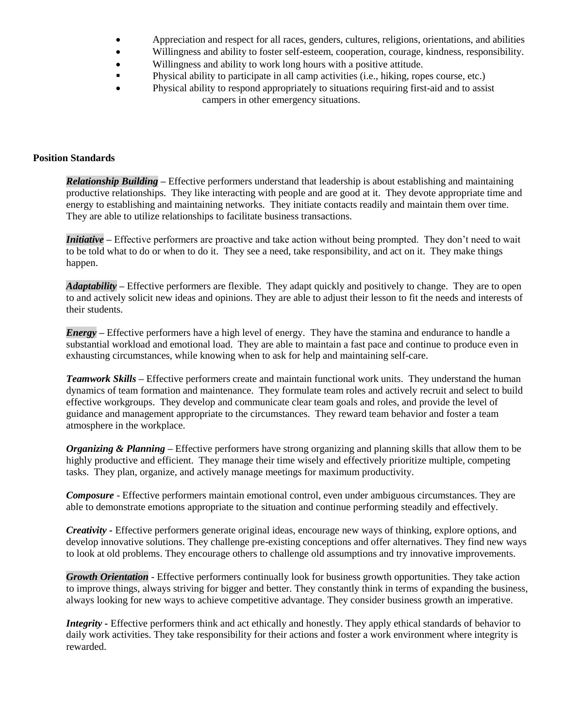- Appreciation and respect for all races, genders, cultures, religions, orientations, and abilities
- Willingness and ability to foster self-esteem, cooperation, courage, kindness, responsibility.
- Willingness and ability to work long hours with a positive attitude.
- Physical ability to participate in all camp activities (i.e., hiking, ropes course, etc.)
- Physical ability to respond appropriately to situations requiring first-aid and to assist campers in other emergency situations.

**Position Standards**

***Relationship Building*** – Effective performers understand that leadership is about establishing and maintaining productive relationships. They like interacting with people and are good at it. They devote appropriate time and energy to establishing and maintaining networks. They initiate contacts readily and maintain them over time. They are able to utilize relationships to facilitate business transactions.

***Initiative*** – Effective performers are proactive and take action without being prompted. They don't need to wait to be told what to do or when to do it. They see a need, take responsibility, and act on it. They make things happen.

***Adaptability*** – Effective performers are flexible. They adapt quickly and positively to change. They are to open to and actively solicit new ideas and opinions. They are able to adjust their lesson to fit the needs and interests of their students.

***Energy*** – Effective performers have a high level of energy. They have the stamina and endurance to handle a substantial workload and emotional load. They are able to maintain a fast pace and continue to produce even in exhausting circumstances, while knowing when to ask for help and maintaining self-care.

***Teamwork Skills*** – Effective performers create and maintain functional work units. They understand the human dynamics of team formation and maintenance. They formulate team roles and actively recruit and select to build effective workgroups. They develop and communicate clear team goals and roles, and provide the level of guidance and management appropriate to the circumstances. They reward team behavior and foster a team atmosphere in the workplace.

***Organizing & Planning*** – Effective performers have strong organizing and planning skills that allow them to be highly productive and efficient. They manage their time wisely and effectively prioritize multiple, competing tasks. They plan, organize, and actively manage meetings for maximum productivity.

***Composure*** - Effective performers maintain emotional control, even under ambiguous circumstances. They are able to demonstrate emotions appropriate to the situation and continue performing steadily and effectively.

***Creativity*** - Effective performers generate original ideas, encourage new ways of thinking, explore options, and develop innovative solutions. They challenge pre-existing conceptions and offer alternatives. They find new ways to look at old problems. They encourage others to challenge old assumptions and try innovative improvements.

***Growth Orientation*** - Effective performers continually look for business growth opportunities. They take action to improve things, always striving for bigger and better. They constantly think in terms of expanding the business, always looking for new ways to achieve competitive advantage. They consider business growth an imperative.

***Integrity*** - Effective performers think and act ethically and honestly. They apply ethical standards of behavior to daily work activities. They take responsibility for their actions and foster a work environment where integrity is rewarded.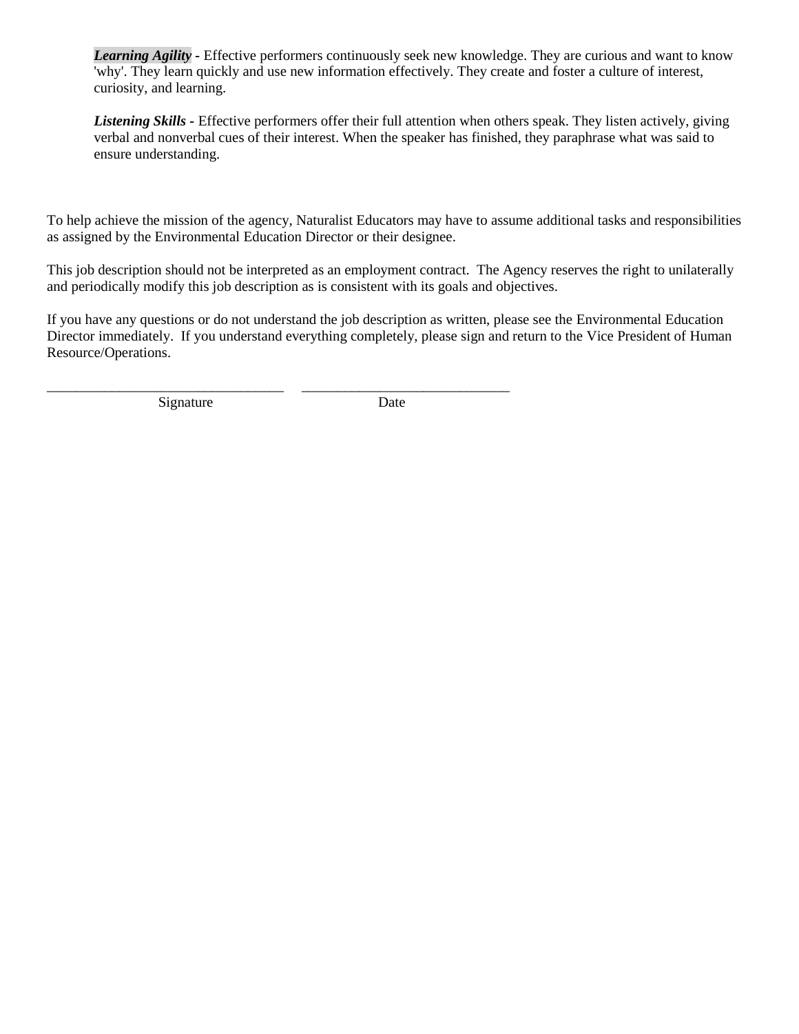***Learning Agility*** - Effective performers continuously seek new knowledge. They are curious and want to know 'why'. They learn quickly and use new information effectively. They create and foster a culture of interest, curiosity, and learning.

***Listening Skills*** - Effective performers offer their full attention when others speak. They listen actively, giving verbal and nonverbal cues of their interest. When the speaker has finished, they paraphrase what was said to ensure understanding.

To help achieve the mission of the agency, Naturalist Educators may have to assume additional tasks and responsibilities as assigned by the Environmental Education Director or their designee.

This job description should not be interpreted as an employment contract. The Agency reserves the right to unilaterally and periodically modify this job description as is consistent with its goals and objectives.

If you have any questions or do not understand the job description as written, please see the Environmental Education Director immediately. If you understand everything completely, please sign and return to the Vice President of Human Resource/Operations.

_________________________________ _____________________________

Signature Date